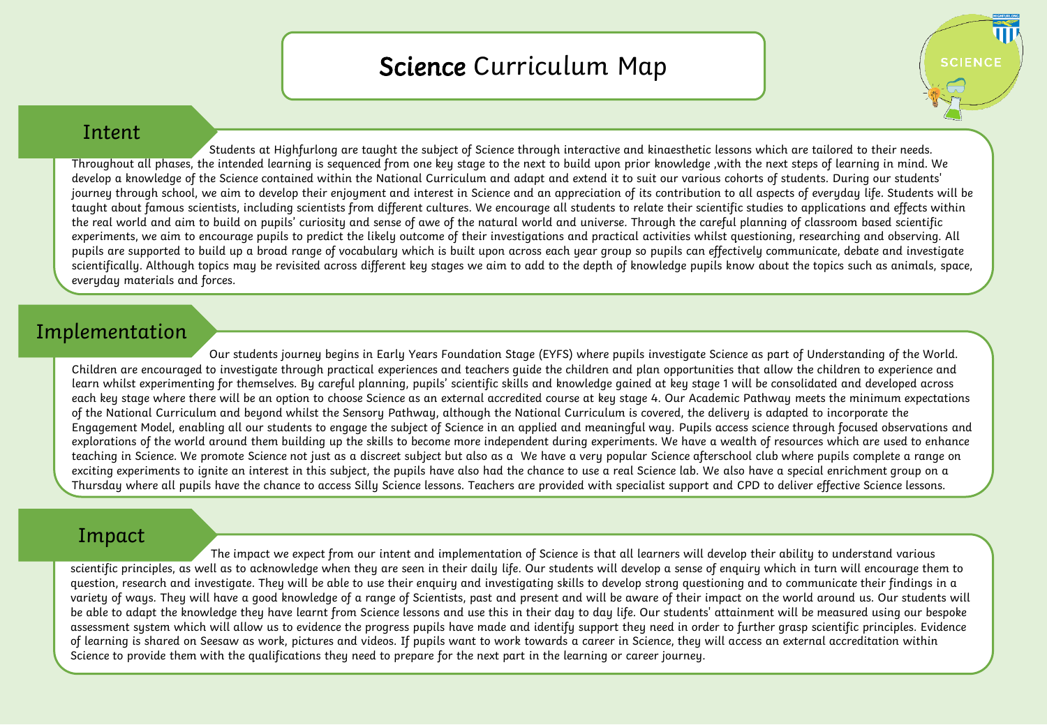# Science Curriculum Map

## Intent

Students at Highfurlong are taught the subject of Science through interactive and kinaesthetic lessons which are tailored to their needs. Throughout all phases, the intended learning is sequenced from one key stage to the next to build upon prior knowledge ,with the next steps of learning in mind. We develop a knowledge of the Science contained within the National Curriculum and adapt and extend it to suit our various cohorts of students. During our students' journey through school, we aim to develop their enjoyment and interest in Science and an appreciation of its contribution to all aspects of everyday life. Students will be taught about famous scientists, including scientists from different cultures. We encourage all students to relate their scientific studies to applications and effects within the real world and aim to build on pupils' curiosity and sense of awe of the natural world and universe. Through the careful planning of classroom based scientific experiments, we aim to encourage pupils to predict the likely outcome of their investigations and practical activities whilst questioning, researching and observing. All pupils are supported to build up a broad range of vocabulary which is built upon across each year group so pupils can effectively communicate, debate and investigate scientifically. Although topics may be revisited across different key stages we aim to add to the depth of knowledge pupils know about the topics such as animals, space, everyday materials and forces.

## Implementation

Our students journey begins in Early Years Foundation Stage (EYFS) where pupils investigate Science as part of Understanding of the World. Children are encouraged to investigate through practical experiences and teachers guide the children and plan opportunities that allow the children to experience and learn whilst experimenting for themselves. By careful planning, pupils' scientific skills and knowledge gained at key stage 1 will be consolidated and developed across each key stage where there will be an option to choose Science as an external accredited course at key stage 4. Our Academic Pathway meets the minimum expectations of the National Curriculum and beyond whilst the Sensory Pathway, although the National Curriculum is covered, the delivery is adapted to incorporate the Engagement Model, enabling all our students to engage the subject of Science in an applied and meaningful way. Pupils access science through focused observations and explorations of the world around them building up the skills to become more independent during experiments. We have a wealth of resources which are used to enhance teaching in Science. We promote Science not just as a discreet subject but also as a We have a very popular Science afterschool club where pupils complete a range on exciting experiments to ignite an interest in this subject, the pupils have also had the chance to use a real Science lab. We also have a special enrichment group on a Thursday where all pupils have the chance to access Silly Science lessons. Teachers are provided with specialist support and CPD to deliver effective Science lessons.

## Impact

The impact we expect from our intent and implementation of Science is that all learners will develop their ability to understand various scientific principles, as well as to acknowledge when they are seen in their daily life. Our students will develop a sense of enquiry which in turn will encourage them to question, research and investigate. They will be able to use their enquiry and investigating skills to develop strong questioning and to communicate their findings in a variety of ways. They will have a good knowledge of a range of Scientists, past and present and will be aware of their impact on the world around us. Our students will be able to adapt the knowledge they have learnt from Science lessons and use this in their day to day life. Our students' attainment will be measured using our bespoke assessment system which will allow us to evidence the progress pupils have made and identify support they need in order to further grasp scientific principles. Evidence of learning is shared on Seesaw as work, pictures and videos. If pupils want to work towards a career in Science, they will access an external accreditation within Science to provide them with the qualifications they need to prepare for the next part in the learning or career journey.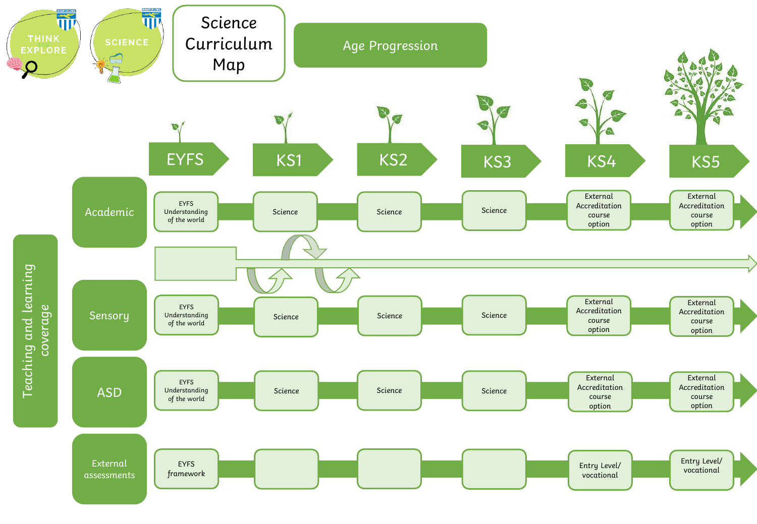THINK EXPLORE

SCIENCE

# Science Curriculum Map

## Age Progression

Teaching and learning coverage

| | EYFS | KS1 | KS2 | KS3 | KS4 | KS5 |
|---|---|---|---|---|---|---|
| Academic | EYFS Understanding of the world | Science | Science | Science | External Accreditation course option | External Accreditation course option |
| Sensory | EYFS Understanding of the world | Science | Science | Science | External Accreditation course option | External Accreditation course option |
| ASD | EYFS Understanding of the world | Science | Science | Science | External Accreditation course option | External Accreditation course option |
| External assessments | EYFS framework | | | | Entry Level/ vocational | Entry Level/ vocational |